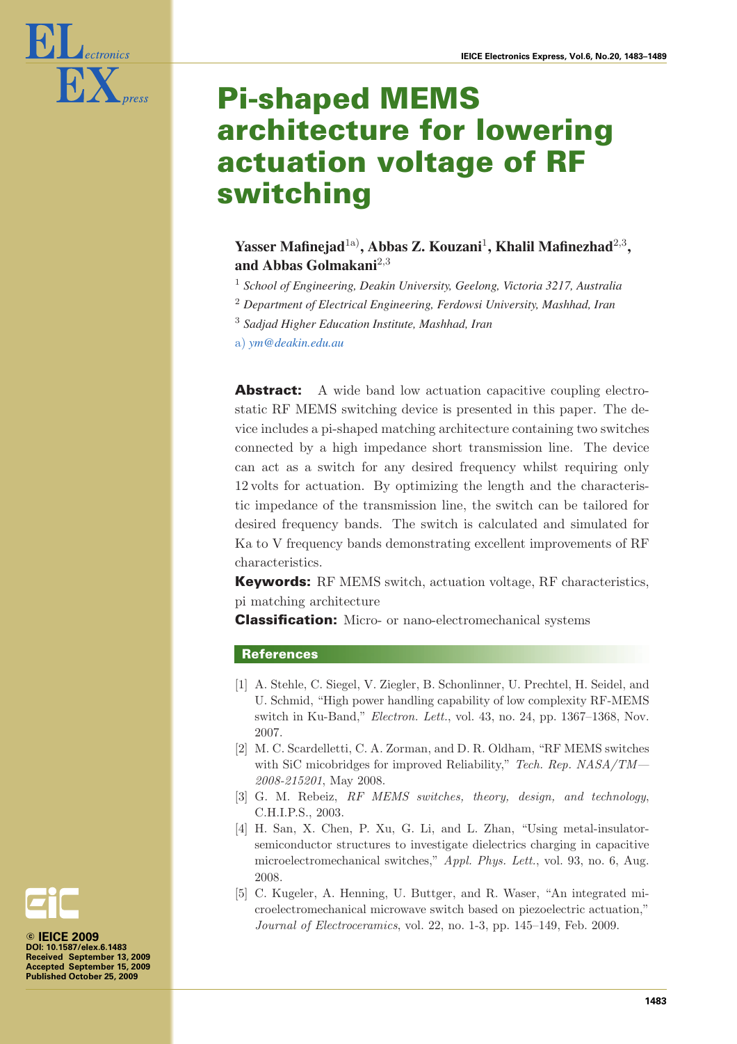# Pi-shaped MEMS architecture for lowering actuation voltage of RF switching

**Yasser Mafinejad**[1a)], **Abbas Z. Kouzani**[1], **Khalil Mafinezhad**[2,3], **and Abbas Golmakani**[2,3]

[1] *School of Engineering, Deakin University, Geelong, Victoria 3217, Australia*

[2] *Department of Electrical Engineering, Ferdowsi University, Mashhad, Iran*

[3] *Sadjad Higher Education Institute, Mashhad, Iran*

a) *ym@deakin.edu.au*

**Abstract:** A wide band low actuation capacitive coupling electrostatic RF MEMS switching device is presented in this paper. The device includes a pi-shaped matching architecture containing two switches connected by a high impedance short transmission line. The device can act as a switch for any desired frequency whilst requiring only 12 volts for actuation. By optimizing the length and the characteristic impedance of the transmission line, the switch can be tailored for desired frequency bands. The switch is calculated and simulated for Ka to V frequency bands demonstrating excellent improvements of RF characteristics.

**Keywords:** RF MEMS switch, actuation voltage, RF characteristics, pi matching architecture

**Classification:** Micro- or nano-electromechanical systems

## References

[1] A. Stehle, C. Siegel, V. Ziegler, B. Schonlinner, U. Prechtel, H. Seidel, and U. Schmid, "High power handling capability of low complexity RF-MEMS switch in Ku-Band," *Electron. Lett.*, vol. 43, no. 24, pp. 1367–1368, Nov. 2007.

[2] M. C. Scardelletti, C. A. Zorman, and D. R. Oldham, "RF MEMS switches with SiC micobridges for improved Reliability," *Tech. Rep. NASA/TM—2008-215201*, May 2008.

[3] G. M. Rebeiz, *RF MEMS switches, theory, design, and technology*, C.H.I.P.S., 2003.

[4] H. San, X. Chen, P. Xu, G. Li, and L. Zhan, "Using metal-insulator-semiconductor structures to investigate dielectrics charging in capacitive microelectromechanical switches," *Appl. Phys. Lett.*, vol. 93, no. 6, Aug. 2008.

[5] C. Kugeler, A. Henning, U. Buttger, and R. Waser, "An integrated microelectromechanical microwave switch based on piezoelectric actuation," *Journal of Electroceramics*, vol. 22, no. 1-3, pp. 145–149, Feb. 2009.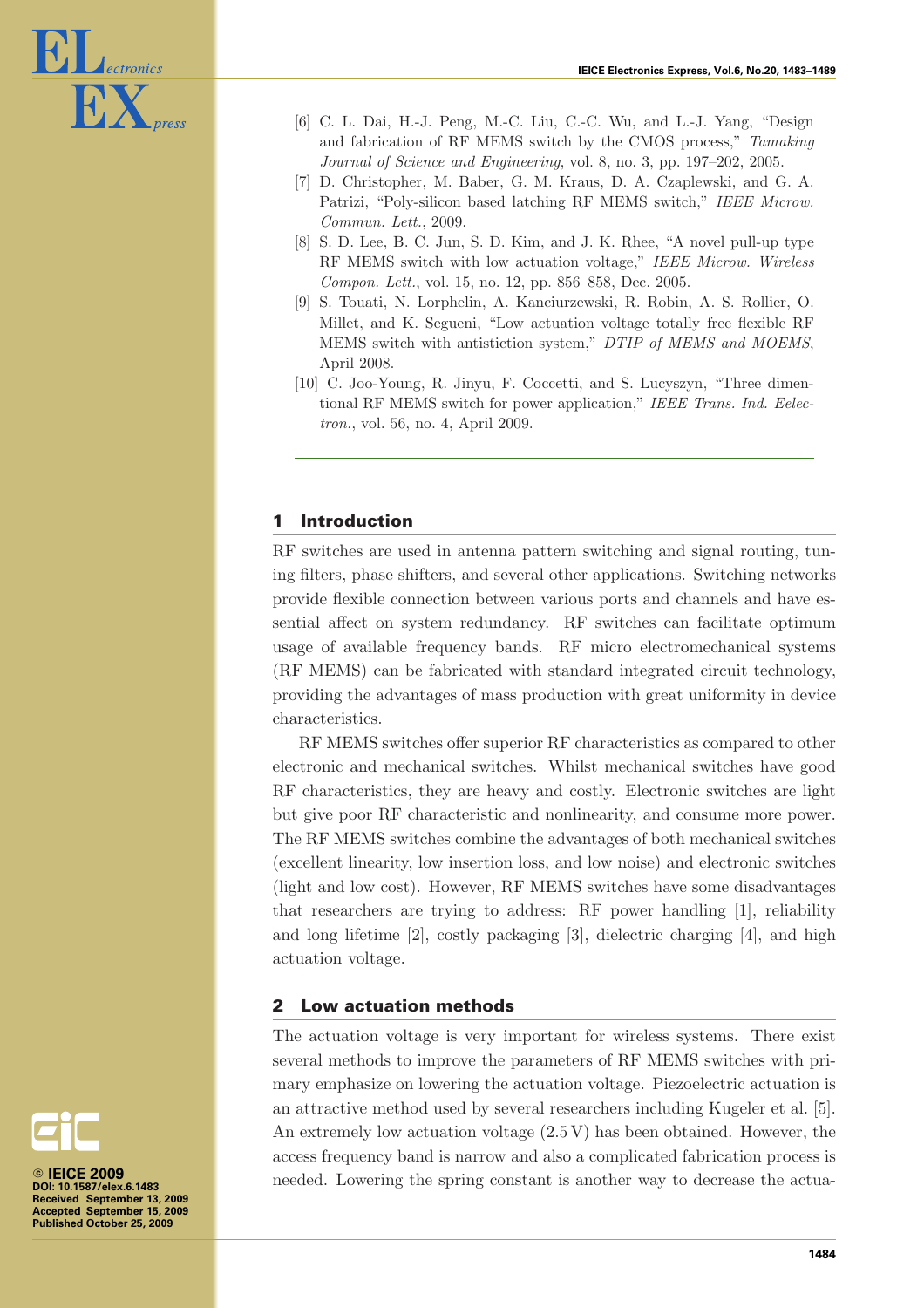[6] C. L. Dai, H.-J. Peng, M.-C. Liu, C.-C. Wu, and L.-J. Yang, "Design and fabrication of RF MEMS switch by the CMOS process," *Tamaking Journal of Science and Engineering*, vol. 8, no. 3, pp. 197–202, 2005.

[7] D. Christopher, M. Baber, G. M. Kraus, D. A. Czaplewski, and G. A. Patrizi, "Poly-silicon based latching RF MEMS switch," *IEEE Microw. Commun. Lett.*, 2009.

[8] S. D. Lee, B. C. Jun, S. D. Kim, and J. K. Rhee, "A novel pull-up type RF MEMS switch with low actuation voltage," *IEEE Microw. Wireless Compon. Lett.*, vol. 15, no. 12, pp. 856–858, Dec. 2005.

[9] S. Touati, N. Lorphelin, A. Kanciurzewski, R. Robin, A. S. Rollier, O. Millet, and K. Segueni, "Low actuation voltage totally free flexible RF MEMS switch with antistiction system," *DTIP of MEMS and MOEMS*, April 2008.

[10] C. Joo-Young, R. Jinyu, F. Coccetti, and S. Lucyszyn, "Three dimentional RF MEMS switch for power application," *IEEE Trans. Ind. Eelectron.*, vol. 56, no. 4, April 2009.

## 1 Introduction

RF switches are used in antenna pattern switching and signal routing, tuning filters, phase shifters, and several other applications. Switching networks provide flexible connection between various ports and channels and have essential affect on system redundancy. RF switches can facilitate optimum usage of available frequency bands. RF micro electromechanical systems (RF MEMS) can be fabricated with standard integrated circuit technology, providing the advantages of mass production with great uniformity in device characteristics.

RF MEMS switches offer superior RF characteristics as compared to other electronic and mechanical switches. Whilst mechanical switches have good RF characteristics, they are heavy and costly. Electronic switches are light but give poor RF characteristic and nonlinearity, and consume more power. The RF MEMS switches combine the advantages of both mechanical switches (excellent linearity, low insertion loss, and low noise) and electronic switches (light and low cost). However, RF MEMS switches have some disadvantages that researchers are trying to address: RF power handling [1], reliability and long lifetime [2], costly packaging [3], dielectric charging [4], and high actuation voltage.

## 2 Low actuation methods

The actuation voltage is very important for wireless systems. There exist several methods to improve the parameters of RF MEMS switches with primary emphasize on lowering the actuation voltage. Piezoelectric actuation is an attractive method used by several researchers including Kugeler et al. [5]. An extremely low actuation voltage (2.5 V) has been obtained. However, the access frequency band is narrow and also a complicated fabrication process is needed. Lowering the spring constant is another way to decrease the actua-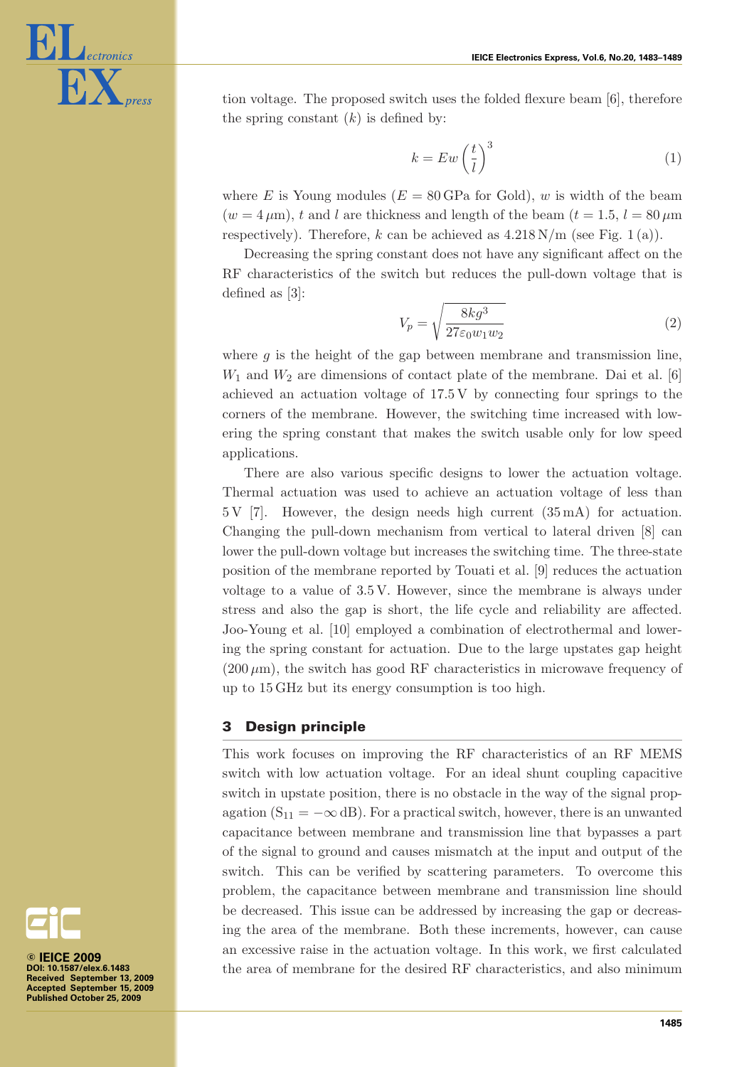tion voltage. The proposed switch uses the folded flexure beam [6], therefore the spring constant ($k$) is defined by:

$$k = Ew\left(\frac{t}{l}\right)^3 \tag{1}$$

where $E$ is Young modules ($E = 80\,\text{GPa}$ for Gold), $w$ is width of the beam ($w = 4\,\mu\text{m}$), $t$ and $l$ are thickness and length of the beam ($t = 1.5$, $l = 80\,\mu\text{m}$ respectively). Therefore, $k$ can be achieved as $4.218\,\text{N/m}$ (see Fig. 1 (a)).

Decreasing the spring constant does not have any significant affect on the RF characteristics of the switch but reduces the pull-down voltage that is defined as [3]:

$$V_p = \sqrt{\frac{8kg^3}{27\varepsilon_0 w_1 w_2}} \tag{2}$$

where $g$ is the height of the gap between membrane and transmission line, $W_1$ and $W_2$ are dimensions of contact plate of the membrane. Dai et al. [6] achieved an actuation voltage of 17.5 V by connecting four springs to the corners of the membrane. However, the switching time increased with lowering the spring constant that makes the switch usable only for low speed applications.

There are also various specific designs to lower the actuation voltage. Thermal actuation was used to achieve an actuation voltage of less than 5 V [7]. However, the design needs high current (35 mA) for actuation. Changing the pull-down mechanism from vertical to lateral driven [8] can lower the pull-down voltage but increases the switching time. The three-state position of the membrane reported by Touati et al. [9] reduces the actuation voltage to a value of 3.5 V. However, since the membrane is always under stress and also the gap is short, the life cycle and reliability are affected. Joo-Young et al. [10] employed a combination of electrothermal and lowering the spring constant for actuation. Due to the large upstates gap height ($200\,\mu\text{m}$), the switch has good RF characteristics in microwave frequency of up to 15 GHz but its energy consumption is too high.

## 3 Design principle

This work focuses on improving the RF characteristics of an RF MEMS switch with low actuation voltage. For an ideal shunt coupling capacitive switch in upstate position, there is no obstacle in the way of the signal propagation ($S_{11} = -\infty\,\text{dB}$). For a practical switch, however, there is an unwanted capacitance between membrane and transmission line that bypasses a part of the signal to ground and causes mismatch at the input and output of the switch. This can be verified by scattering parameters. To overcome this problem, the capacitance between membrane and transmission line should be decreased. This issue can be addressed by increasing the gap or decreasing the area of the membrane. Both these increments, however, can cause an excessive raise in the actuation voltage. In this work, we first calculated the area of membrane for the desired RF characteristics, and also minimum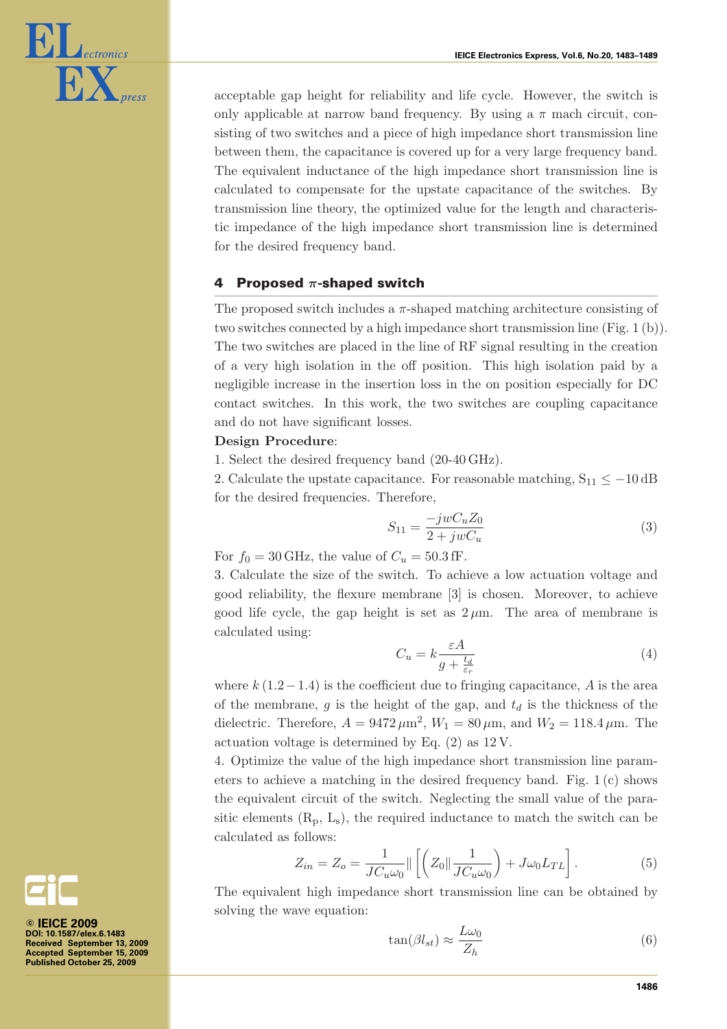acceptable gap height for reliability and life cycle. However, the switch is only applicable at narrow band frequency. By using a $\pi$ mach circuit, consisting of two switches and a piece of high impedance short transmission line between them, the capacitance is covered up for a very large frequency band. The equivalent inductance of the high impedance short transmission line is calculated to compensate for the upstate capacitance of the switches. By transmission line theory, the optimized value for the length and characteristic impedance of the high impedance short transmission line is determined for the desired frequency band.

## 4 Proposed $\pi$-shaped switch

The proposed switch includes a $\pi$-shaped matching architecture consisting of two switches connected by a high impedance short transmission line (Fig. 1 (b)). The two switches are placed in the line of RF signal resulting in the creation of a very high isolation in the off position. This high isolation paid by a negligible increase in the insertion loss in the on position especially for DC contact switches. In this work, the two switches are coupling capacitance and do not have significant losses.

**Design Procedure**:

1. Select the desired frequency band (20-40 GHz).

2. Calculate the upstate capacitance. For reasonable matching, $S_{11} \leq -10\,\text{dB}$ for the desired frequencies. Therefore,

$$S_{11} = \frac{-jwC_u Z_0}{2 + jwC_u} \tag{3}$$

For $f_0 = 30\,\text{GHz}$, the value of $C_u = 50.3\,\text{fF}$.

3. Calculate the size of the switch. To achieve a low actuation voltage and good reliability, the flexure membrane [3] is chosen. Moreover, to achieve good life cycle, the gap height is set as $2\,\mu\text{m}$. The area of membrane is calculated using:

$$C_u = k\frac{\varepsilon A}{g + \frac{t_d}{\varepsilon_r}} \tag{4}$$

where $k\,(1.2 - 1.4)$ is the coefficient due to fringing capacitance, $A$ is the area of the membrane, $g$ is the height of the gap, and $t_d$ is the thickness of the dielectric. Therefore, $A = 9472\,\mu\text{m}^2$, $W_1 = 80\,\mu\text{m}$, and $W_2 = 118.4\,\mu\text{m}$. The actuation voltage is determined by Eq. (2) as 12 V.

4. Optimize the value of the high impedance short transmission line parameters to achieve a matching in the desired frequency band. Fig. 1 (c) shows the equivalent circuit of the switch. Neglecting the small value of the parasitic elements ($R_p$, $L_s$), the required inductance to match the switch can be calculated as follows:

$$Z_{in} = Z_o = \frac{1}{JC_u\omega_0} \| \left[ \left( Z_0 \| \frac{1}{JC_u\omega_0} \right) + J\omega_0 L_{TL} \right]. \tag{5}$$

The equivalent high impedance short transmission line can be obtained by solving the wave equation:

$$\tan(\beta l_{st}) \approx \frac{L\omega_0}{Z_h} \tag{6}$$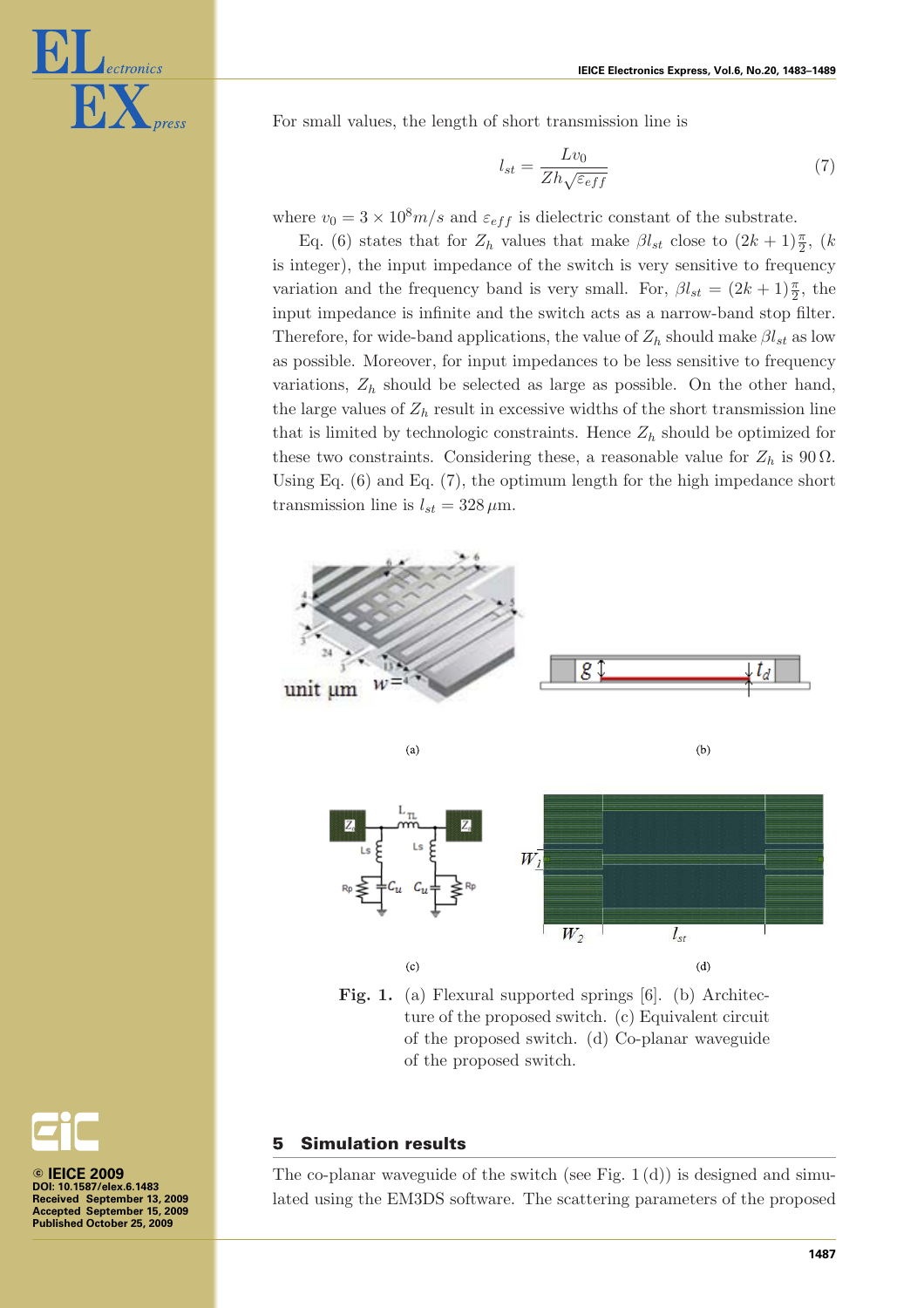For small values, the length of short transmission line is

$$l_{st} = \frac{Lv_0}{Zh\sqrt{\varepsilon_{eff}}} \tag{7}$$

where $v_0 = 3 \times 10^8 m/s$ and $\varepsilon_{eff}$ is dielectric constant of the substrate.

Eq. (6) states that for $Z_h$ values that make $\beta l_{st}$ close to $(2k+1)\frac{\pi}{2}$, ($k$ is integer), the input impedance of the switch is very sensitive to frequency variation and the frequency band is very small. For, $\beta l_{st} = (2k+1)\frac{\pi}{2}$, the input impedance is infinite and the switch acts as a narrow-band stop filter. Therefore, for wide-band applications, the value of $Z_h$ should make $\beta l_{st}$ as low as possible. Moreover, for input impedances to be less sensitive to frequency variations, $Z_h$ should be selected as large as possible. On the other hand, the large values of $Z_h$ result in excessive widths of the short transmission line that is limited by technologic constraints. Hence $Z_h$ should be optimized for these two constraints. Considering these, a reasonable value for $Z_h$ is $90\,\Omega$. Using Eq. (6) and Eq. (7), the optimum length for the high impedance short transmission line is $l_{st} = 328\,\mu$m.

**Fig. 1.** (a) Flexural supported springs [6]. (b) Architecture of the proposed switch. (c) Equivalent circuit of the proposed switch. (d) Co-planar waveguide of the proposed switch.

## 5 Simulation results

The co-planar waveguide of the switch (see Fig. 1 (d)) is designed and simulated using the EM3DS software. The scattering parameters of the proposed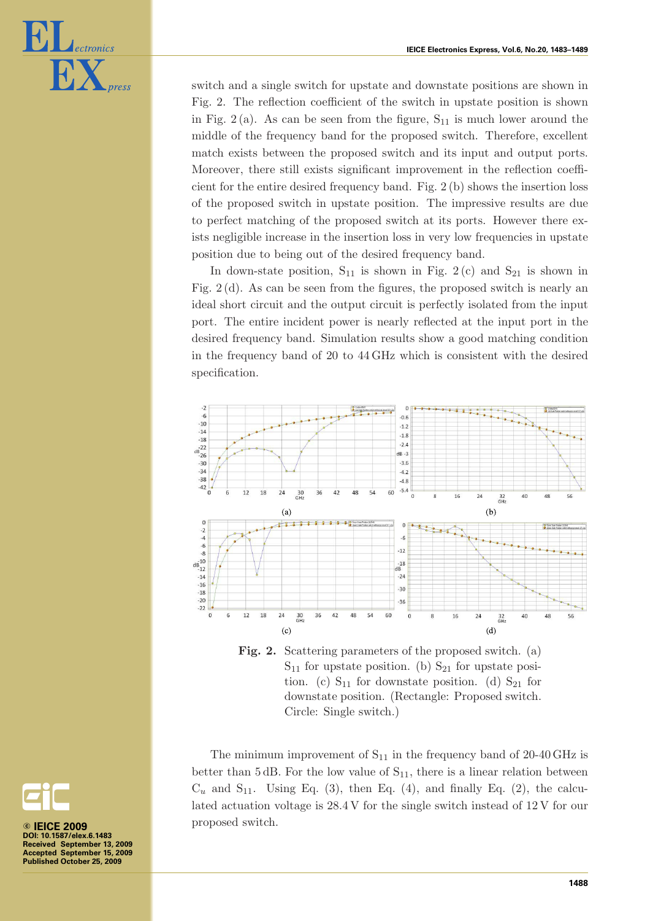switch and a single switch for upstate and downstate positions are shown in Fig. 2. The reflection coefficient of the switch in upstate position is shown in Fig. 2 (a). As can be seen from the figure, $S_{11}$ is much lower around the middle of the frequency band for the proposed switch. Therefore, excellent match exists between the proposed switch and its input and output ports. Moreover, there still exists significant improvement in the reflection coefficient for the entire desired frequency band. Fig. 2 (b) shows the insertion loss of the proposed switch in upstate position. The impressive results are due to perfect matching of the proposed switch at its ports. However there exists negligible increase in the insertion loss in very low frequencies in upstate position due to being out of the desired frequency band.

In down-state position, $S_{11}$ is shown in Fig. 2 (c) and $S_{21}$ is shown in Fig. 2 (d). As can be seen from the figures, the proposed switch is nearly an ideal short circuit and the output circuit is perfectly isolated from the input port. The entire incident power is nearly reflected at the input port in the desired frequency band. Simulation results show a good matching condition in the frequency band of 20 to 44 GHz which is consistent with the desired specification.

**Fig. 2.** Scattering parameters of the proposed switch. (a) $S_{11}$ for upstate position. (b) $S_{21}$ for upstate position. (c) $S_{11}$ for downstate position. (d) $S_{21}$ for downstate position. (Rectangle: Proposed switch. Circle: Single switch.)

The minimum improvement of $S_{11}$ in the frequency band of 20-40 GHz is better than 5 dB. For the low value of $S_{11}$, there is a linear relation between $C_u$ and $S_{11}$. Using Eq. (3), then Eq. (4), and finally Eq. (2), the calculated actuation voltage is 28.4 V for the single switch instead of 12 V for our proposed switch.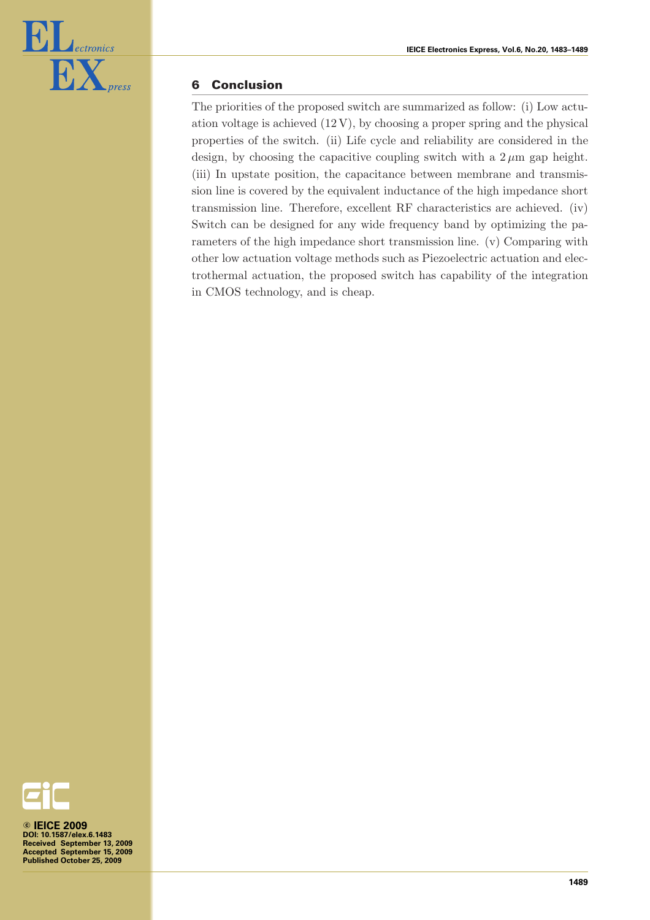## 6 Conclusion

The priorities of the proposed switch are summarized as follow: (i) Low actuation voltage is achieved (12 V), by choosing a proper spring and the physical properties of the switch. (ii) Life cycle and reliability are considered in the design, by choosing the capacitive coupling switch with a $2\,\mu$m gap height. (iii) In upstate position, the capacitance between membrane and transmission line is covered by the equivalent inductance of the high impedance short transmission line. Therefore, excellent RF characteristics are achieved. (iv) Switch can be designed for any wide frequency band by optimizing the parameters of the high impedance short transmission line. (v) Comparing with other low actuation voltage methods such as Piezoelectric actuation and electrothermal actuation, the proposed switch has capability of the integration in CMOS technology, and is cheap.